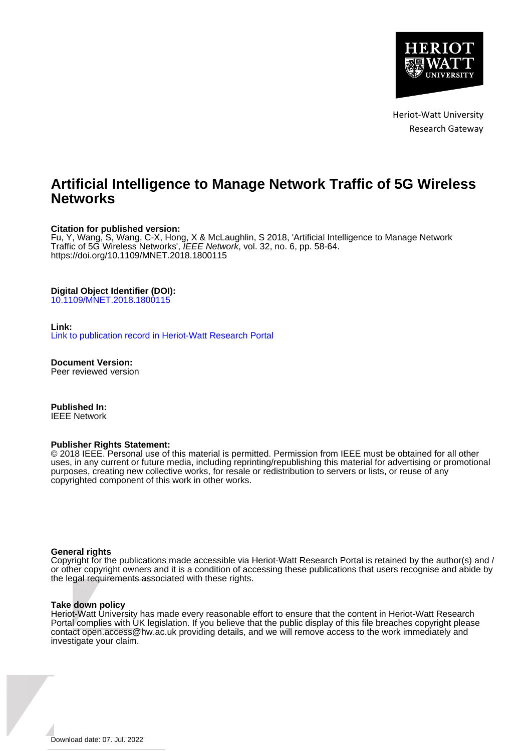Heriot-Watt University
Research Gateway

# Artificial Intelligence to Manage Network Traffic of 5G Wireless Networks

**Citation for published version:**
Fu, Y, Wang, S, Wang, C-X, Hong, X & McLaughlin, S 2018, 'Artificial Intelligence to Manage Network Traffic of 5G Wireless Networks', *IEEE Network*, vol. 32, no. 6, pp. 58-64.
https://doi.org/10.1109/MNET.2018.1800115

**Digital Object Identifier (DOI):**
10.1109/MNET.2018.1800115

**Link:**
Link to publication record in Heriot-Watt Research Portal

**Document Version:**
Peer reviewed version

**Published In:**
IEEE Network

**Publisher Rights Statement:**
© 2018 IEEE. Personal use of this material is permitted. Permission from IEEE must be obtained for all other uses, in any current or future media, including reprinting/republishing this material for advertising or promotional purposes, creating new collective works, for resale or redistribution to servers or lists, or reuse of any copyrighted component of this work in other works.

**General rights**
Copyright for the publications made accessible via Heriot-Watt Research Portal is retained by the author(s) and / or other copyright owners and it is a condition of accessing these publications that users recognise and abide by the legal requirements associated with these rights.

**Take down policy**
Heriot-Watt University has made every reasonable effort to ensure that the content in Heriot-Watt Research Portal complies with UK legislation. If you believe that the public display of this file breaches copyright please contact open.access@hw.ac.uk providing details, and we will remove access to the work immediately and investigate your claim.

Download date: 07. Jul. 2022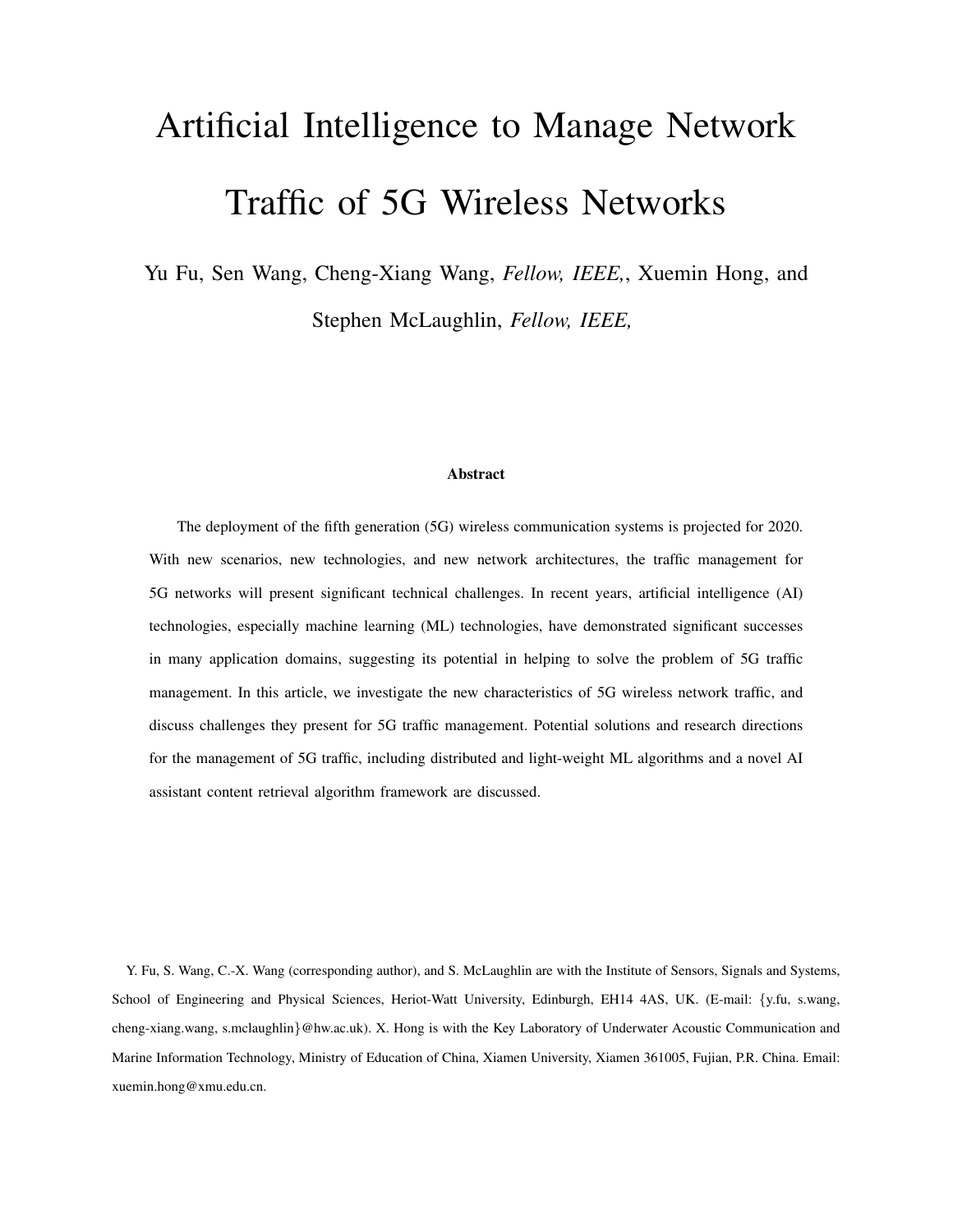# Artificial Intelligence to Manage Network Traffic of 5G Wireless Networks

Yu Fu, Sen Wang, Cheng-Xiang Wang, *Fellow, IEEE,*, Xuemin Hong, and Stephen McLaughlin, *Fellow, IEEE,*

### Abstract

The deployment of the fifth generation (5G) wireless communication systems is projected for 2020. With new scenarios, new technologies, and new network architectures, the traffic management for 5G networks will present significant technical challenges. In recent years, artificial intelligence (AI) technologies, especially machine learning (ML) technologies, have demonstrated significant successes in many application domains, suggesting its potential in helping to solve the problem of 5G traffic management. In this article, we investigate the new characteristics of 5G wireless network traffic, and discuss challenges they present for 5G traffic management. Potential solutions and research directions for the management of 5G traffic, including distributed and light-weight ML algorithms and a novel AI assistant content retrieval algorithm framework are discussed.

Y. Fu, S. Wang, C.-X. Wang (corresponding author), and S. McLaughlin are with the Institute of Sensors, Signals and Systems, School of Engineering and Physical Sciences, Heriot-Watt University, Edinburgh, EH14 4AS, UK. (E-mail: {y.fu, s.wang, cheng-xiang.wang, s.mclaughlin}@hw.ac.uk). X. Hong is with the Key Laboratory of Underwater Acoustic Communication and Marine Information Technology, Ministry of Education of China, Xiamen University, Xiamen 361005, Fujian, P.R. China. Email: xuemin.hong@xmu.edu.cn.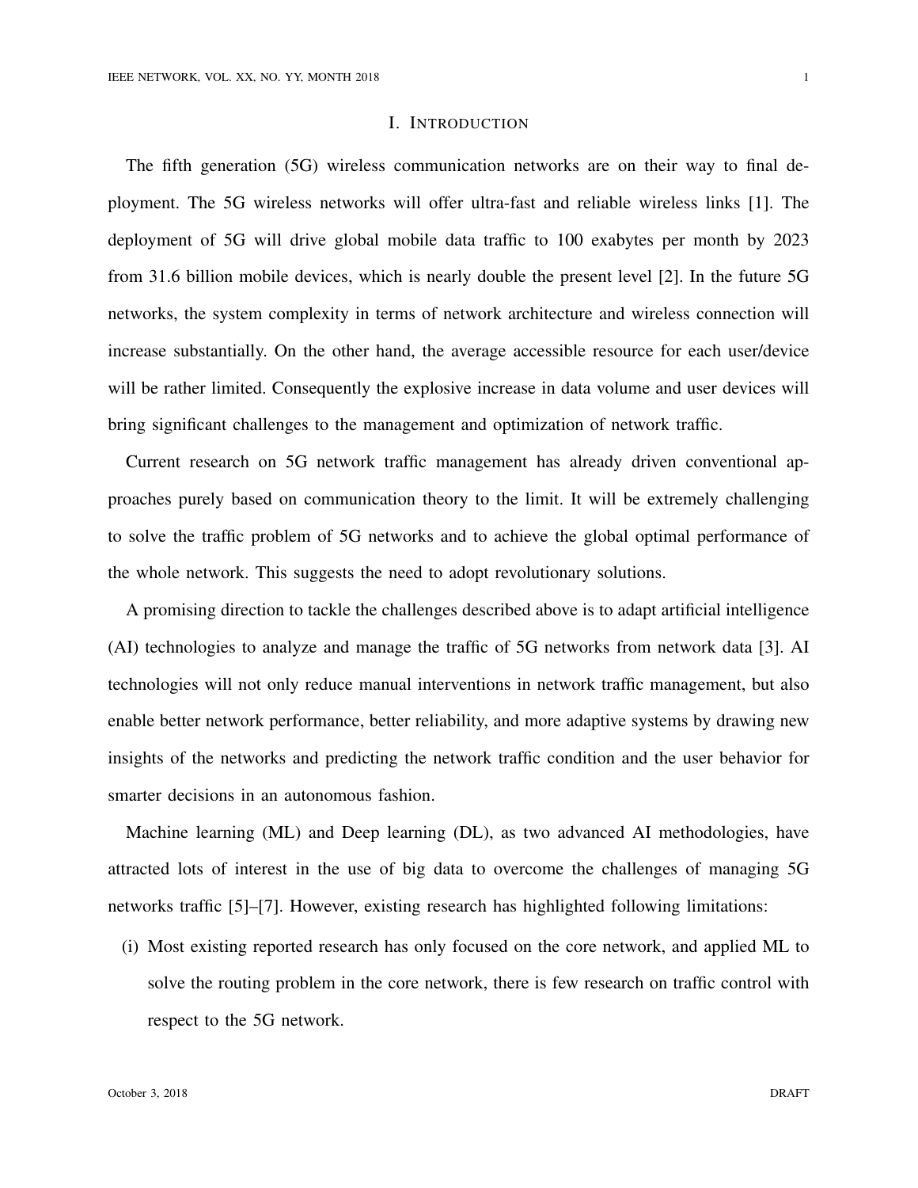# I. INTRODUCTION

The fifth generation (5G) wireless communication networks are on their way to final deployment. The 5G wireless networks will offer ultra-fast and reliable wireless links [1]. The deployment of 5G will drive global mobile data traffic to 100 exabytes per month by 2023 from 31.6 billion mobile devices, which is nearly double the present level [2]. In the future 5G networks, the system complexity in terms of network architecture and wireless connection will increase substantially. On the other hand, the average accessible resource for each user/device will be rather limited. Consequently the explosive increase in data volume and user devices will bring significant challenges to the management and optimization of network traffic.

Current research on 5G network traffic management has already driven conventional approaches purely based on communication theory to the limit. It will be extremely challenging to solve the traffic problem of 5G networks and to achieve the global optimal performance of the whole network. This suggests the need to adopt revolutionary solutions.

A promising direction to tackle the challenges described above is to adapt artificial intelligence (AI) technologies to analyze and manage the traffic of 5G networks from network data [3]. AI technologies will not only reduce manual interventions in network traffic management, but also enable better network performance, better reliability, and more adaptive systems by drawing new insights of the networks and predicting the network traffic condition and the user behavior for smarter decisions in an autonomous fashion.

Machine learning (ML) and Deep learning (DL), as two advanced AI methodologies, have attracted lots of interest in the use of big data to overcome the challenges of managing 5G networks traffic [5]–[7]. However, existing research has highlighted following limitations:

(i) Most existing reported research has only focused on the core network, and applied ML to solve the routing problem in the core network, there is few research on traffic control with respect to the 5G network.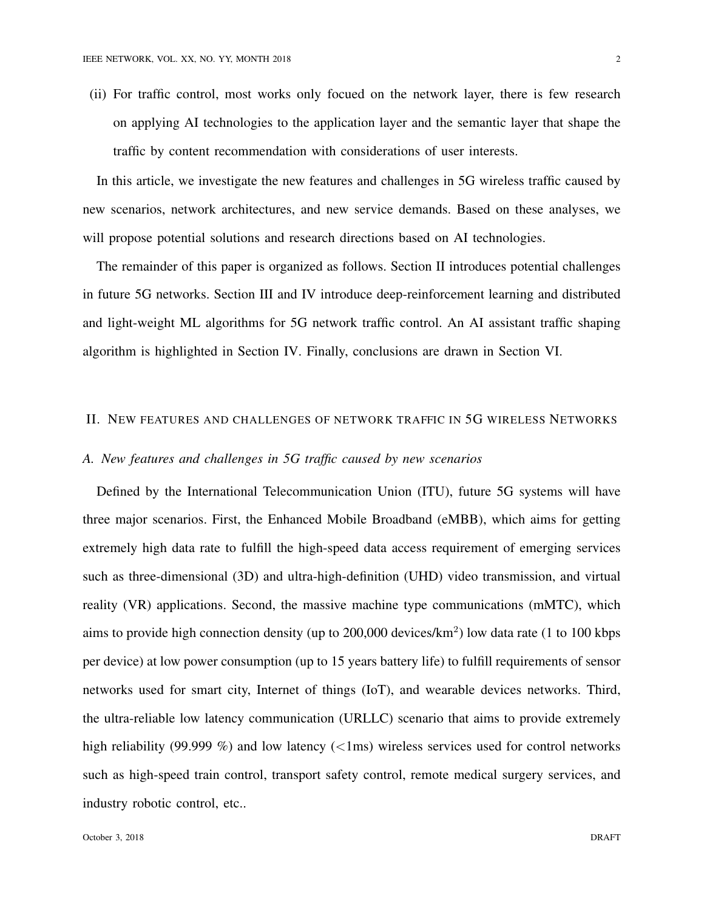(ii) For traffic control, most works only focued on the network layer, there is few research on applying AI technologies to the application layer and the semantic layer that shape the traffic by content recommendation with considerations of user interests.

In this article, we investigate the new features and challenges in 5G wireless traffic caused by new scenarios, network architectures, and new service demands. Based on these analyses, we will propose potential solutions and research directions based on AI technologies.

The remainder of this paper is organized as follows. Section II introduces potential challenges in future 5G networks. Section III and IV introduce deep-reinforcement learning and distributed and light-weight ML algorithms for 5G network traffic control. An AI assistant traffic shaping algorithm is highlighted in Section IV. Finally, conclusions are drawn in Section VI.

## II. New features and challenges of network traffic in 5G wireless Networks

### *A. New features and challenges in 5G traffic caused by new scenarios*

Defined by the International Telecommunication Union (ITU), future 5G systems will have three major scenarios. First, the Enhanced Mobile Broadband (eMBB), which aims for getting extremely high data rate to fulfill the high-speed data access requirement of emerging services such as three-dimensional (3D) and ultra-high-definition (UHD) video transmission, and virtual reality (VR) applications. Second, the massive machine type communications (mMTC), which aims to provide high connection density (up to 200,000 devices/km$^2$) low data rate (1 to 100 kbps per device) at low power consumption (up to 15 years battery life) to fulfill requirements of sensor networks used for smart city, Internet of things (IoT), and wearable devices networks. Third, the ultra-reliable low latency communication (URLLC) scenario that aims to provide extremely high reliability (99.999 %) and low latency (<1ms) wireless services used for control networks such as high-speed train control, transport safety control, remote medical surgery services, and industry robotic control, etc..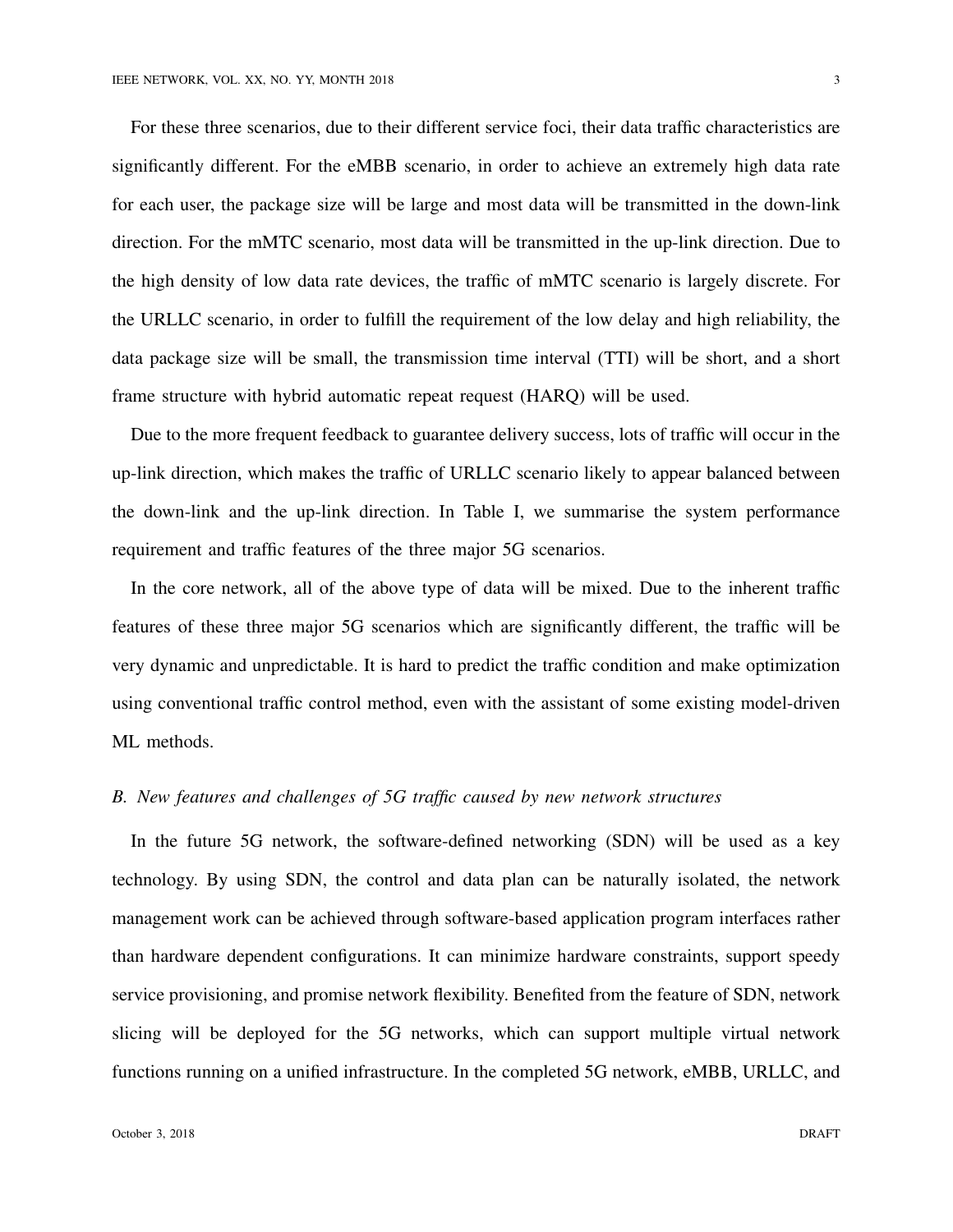For these three scenarios, due to their different service foci, their data traffic characteristics are significantly different. For the eMBB scenario, in order to achieve an extremely high data rate for each user, the package size will be large and most data will be transmitted in the down-link direction. For the mMTC scenario, most data will be transmitted in the up-link direction. Due to the high density of low data rate devices, the traffic of mMTC scenario is largely discrete. For the URLLC scenario, in order to fulfill the requirement of the low delay and high reliability, the data package size will be small, the transmission time interval (TTI) will be short, and a short frame structure with hybrid automatic repeat request (HARQ) will be used.

Due to the more frequent feedback to guarantee delivery success, lots of traffic will occur in the up-link direction, which makes the traffic of URLLC scenario likely to appear balanced between the down-link and the up-link direction. In Table I, we summarise the system performance requirement and traffic features of the three major 5G scenarios.

In the core network, all of the above type of data will be mixed. Due to the inherent traffic features of these three major 5G scenarios which are significantly different, the traffic will be very dynamic and unpredictable. It is hard to predict the traffic condition and make optimization using conventional traffic control method, even with the assistant of some existing model-driven ML methods.

### *B. New features and challenges of 5G traffic caused by new network structures*

In the future 5G network, the software-defined networking (SDN) will be used as a key technology. By using SDN, the control and data plan can be naturally isolated, the network management work can be achieved through software-based application program interfaces rather than hardware dependent configurations. It can minimize hardware constraints, support speedy service provisioning, and promise network flexibility. Benefited from the feature of SDN, network slicing will be deployed for the 5G networks, which can support multiple virtual network functions running on a unified infrastructure. In the completed 5G network, eMBB, URLLC, and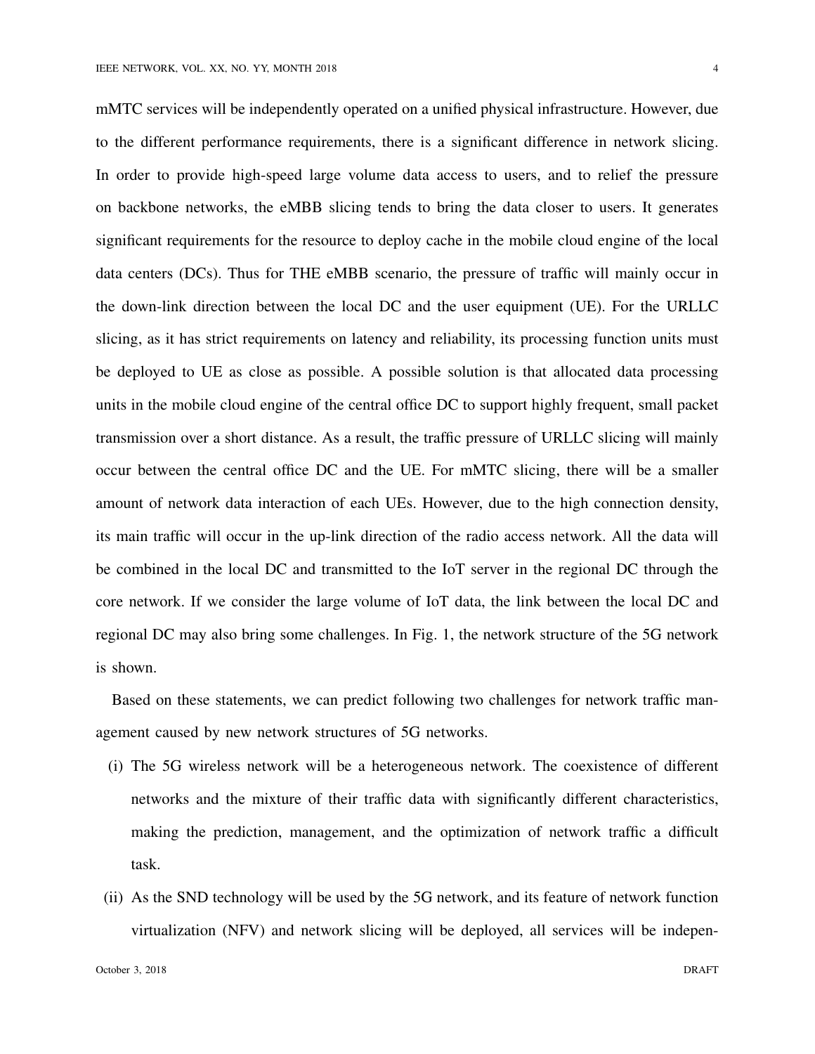mMTC services will be independently operated on a unified physical infrastructure. However, due to the different performance requirements, there is a significant difference in network slicing. In order to provide high-speed large volume data access to users, and to relief the pressure on backbone networks, the eMBB slicing tends to bring the data closer to users. It generates significant requirements for the resource to deploy cache in the mobile cloud engine of the local data centers (DCs). Thus for THE eMBB scenario, the pressure of traffic will mainly occur in the down-link direction between the local DC and the user equipment (UE). For the URLLC slicing, as it has strict requirements on latency and reliability, its processing function units must be deployed to UE as close as possible. A possible solution is that allocated data processing units in the mobile cloud engine of the central office DC to support highly frequent, small packet transmission over a short distance. As a result, the traffic pressure of URLLC slicing will mainly occur between the central office DC and the UE. For mMTC slicing, there will be a smaller amount of network data interaction of each UEs. However, due to the high connection density, its main traffic will occur in the up-link direction of the radio access network. All the data will be combined in the local DC and transmitted to the IoT server in the regional DC through the core network. If we consider the large volume of IoT data, the link between the local DC and regional DC may also bring some challenges. In Fig. 1, the network structure of the 5G network is shown.

Based on these statements, we can predict following two challenges for network traffic management caused by new network structures of 5G networks.

(i) The 5G wireless network will be a heterogeneous network. The coexistence of different networks and the mixture of their traffic data with significantly different characteristics, making the prediction, management, and the optimization of network traffic a difficult task.

(ii) As the SND technology will be used by the 5G network, and its feature of network function virtualization (NFV) and network slicing will be deployed, all services will be indepen-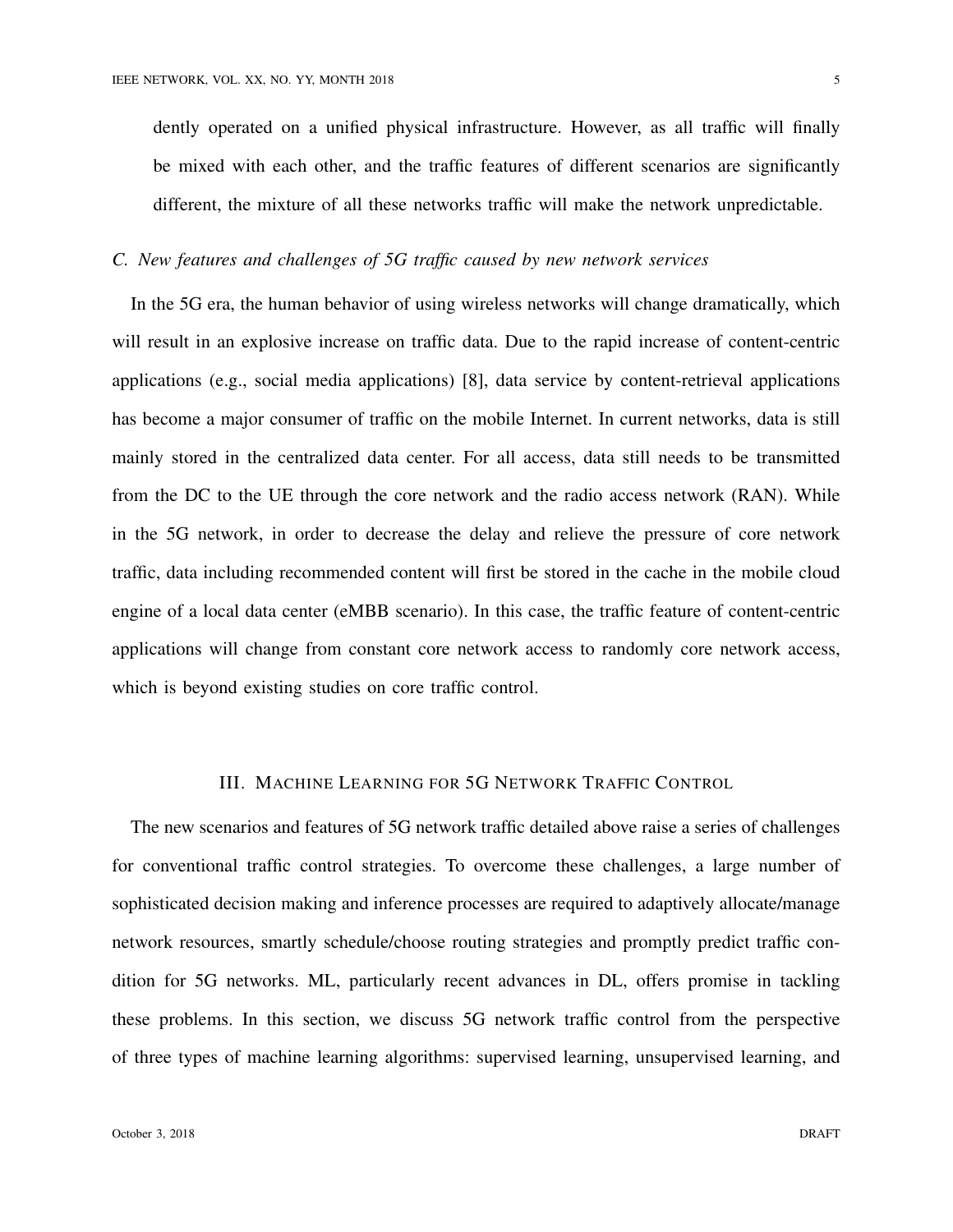dently operated on a unified physical infrastructure. However, as all traffic will finally be mixed with each other, and the traffic features of different scenarios are significantly different, the mixture of all these networks traffic will make the network unpredictable.

### *C. New features and challenges of 5G traffic caused by new network services*

In the 5G era, the human behavior of using wireless networks will change dramatically, which will result in an explosive increase on traffic data. Due to the rapid increase of content-centric applications (e.g., social media applications) [8], data service by content-retrieval applications has become a major consumer of traffic on the mobile Internet. In current networks, data is still mainly stored in the centralized data center. For all access, data still needs to be transmitted from the DC to the UE through the core network and the radio access network (RAN). While in the 5G network, in order to decrease the delay and relieve the pressure of core network traffic, data including recommended content will first be stored in the cache in the mobile cloud engine of a local data center (eMBB scenario). In this case, the traffic feature of content-centric applications will change from constant core network access to randomly core network access, which is beyond existing studies on core traffic control.

## III. Machine Learning for 5G Network Traffic Control

The new scenarios and features of 5G network traffic detailed above raise a series of challenges for conventional traffic control strategies. To overcome these challenges, a large number of sophisticated decision making and inference processes are required to adaptively allocate/manage network resources, smartly schedule/choose routing strategies and promptly predict traffic condition for 5G networks. ML, particularly recent advances in DL, offers promise in tackling these problems. In this section, we discuss 5G network traffic control from the perspective of three types of machine learning algorithms: supervised learning, unsupervised learning, and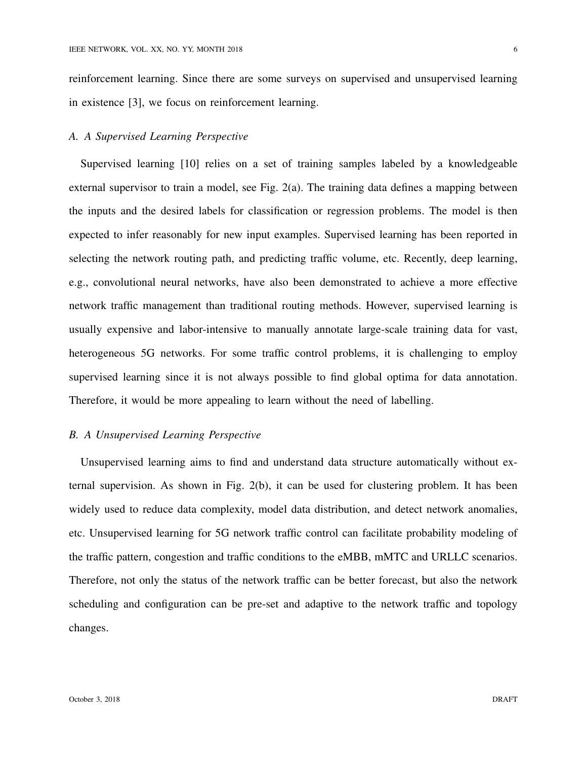reinforcement learning. Since there are some surveys on supervised and unsupervised learning in existence [3], we focus on reinforcement learning.

### *A. A Supervised Learning Perspective*

Supervised learning [10] relies on a set of training samples labeled by a knowledgeable external supervisor to train a model, see Fig. 2(a). The training data defines a mapping between the inputs and the desired labels for classification or regression problems. The model is then expected to infer reasonably for new input examples. Supervised learning has been reported in selecting the network routing path, and predicting traffic volume, etc. Recently, deep learning, e.g., convolutional neural networks, have also been demonstrated to achieve a more effective network traffic management than traditional routing methods. However, supervised learning is usually expensive and labor-intensive to manually annotate large-scale training data for vast, heterogeneous 5G networks. For some traffic control problems, it is challenging to employ supervised learning since it is not always possible to find global optima for data annotation. Therefore, it would be more appealing to learn without the need of labelling.

### *B. A Unsupervised Learning Perspective*

Unsupervised learning aims to find and understand data structure automatically without external supervision. As shown in Fig. 2(b), it can be used for clustering problem. It has been widely used to reduce data complexity, model data distribution, and detect network anomalies, etc. Unsupervised learning for 5G network traffic control can facilitate probability modeling of the traffic pattern, congestion and traffic conditions to the eMBB, mMTC and URLLC scenarios. Therefore, not only the status of the network traffic can be better forecast, but also the network scheduling and configuration can be pre-set and adaptive to the network traffic and topology changes.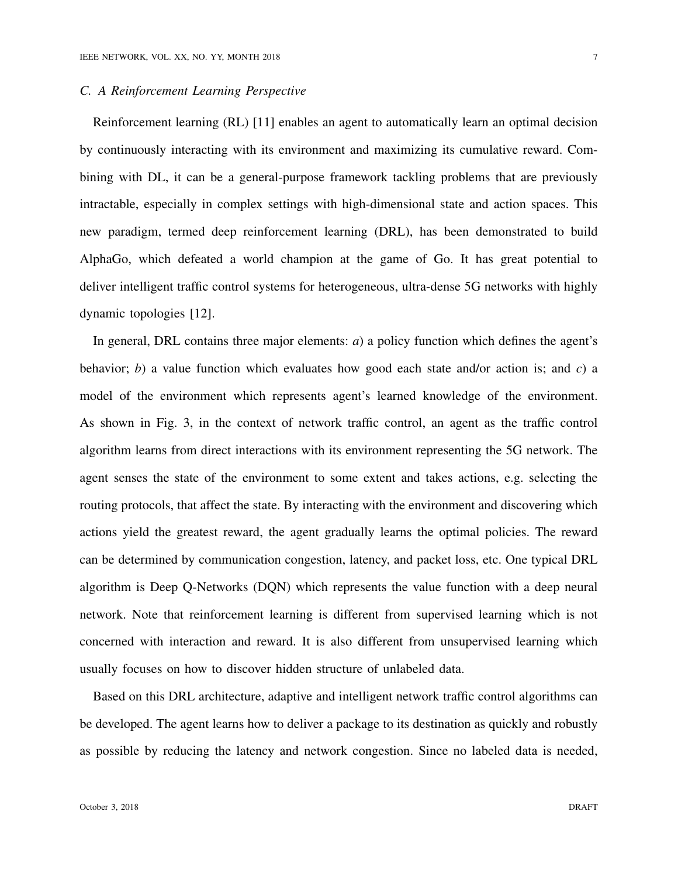### C. A Reinforcement Learning Perspective

Reinforcement learning (RL) [11] enables an agent to automatically learn an optimal decision by continuously interacting with its environment and maximizing its cumulative reward. Combining with DL, it can be a general-purpose framework tackling problems that are previously intractable, especially in complex settings with high-dimensional state and action spaces. This new paradigm, termed deep reinforcement learning (DRL), has been demonstrated to build AlphaGo, which defeated a world champion at the game of Go. It has great potential to deliver intelligent traffic control systems for heterogeneous, ultra-dense 5G networks with highly dynamic topologies [12].

In general, DRL contains three major elements: *a*) a policy function which defines the agent's behavior; *b*) a value function which evaluates how good each state and/or action is; and *c*) a model of the environment which represents agent's learned knowledge of the environment. As shown in Fig. 3, in the context of network traffic control, an agent as the traffic control algorithm learns from direct interactions with its environment representing the 5G network. The agent senses the state of the environment to some extent and takes actions, e.g. selecting the routing protocols, that affect the state. By interacting with the environment and discovering which actions yield the greatest reward, the agent gradually learns the optimal policies. The reward can be determined by communication congestion, latency, and packet loss, etc. One typical DRL algorithm is Deep Q-Networks (DQN) which represents the value function with a deep neural network. Note that reinforcement learning is different from supervised learning which is not concerned with interaction and reward. It is also different from unsupervised learning which usually focuses on how to discover hidden structure of unlabeled data.

Based on this DRL architecture, adaptive and intelligent network traffic control algorithms can be developed. The agent learns how to deliver a package to its destination as quickly and robustly as possible by reducing the latency and network congestion. Since no labeled data is needed,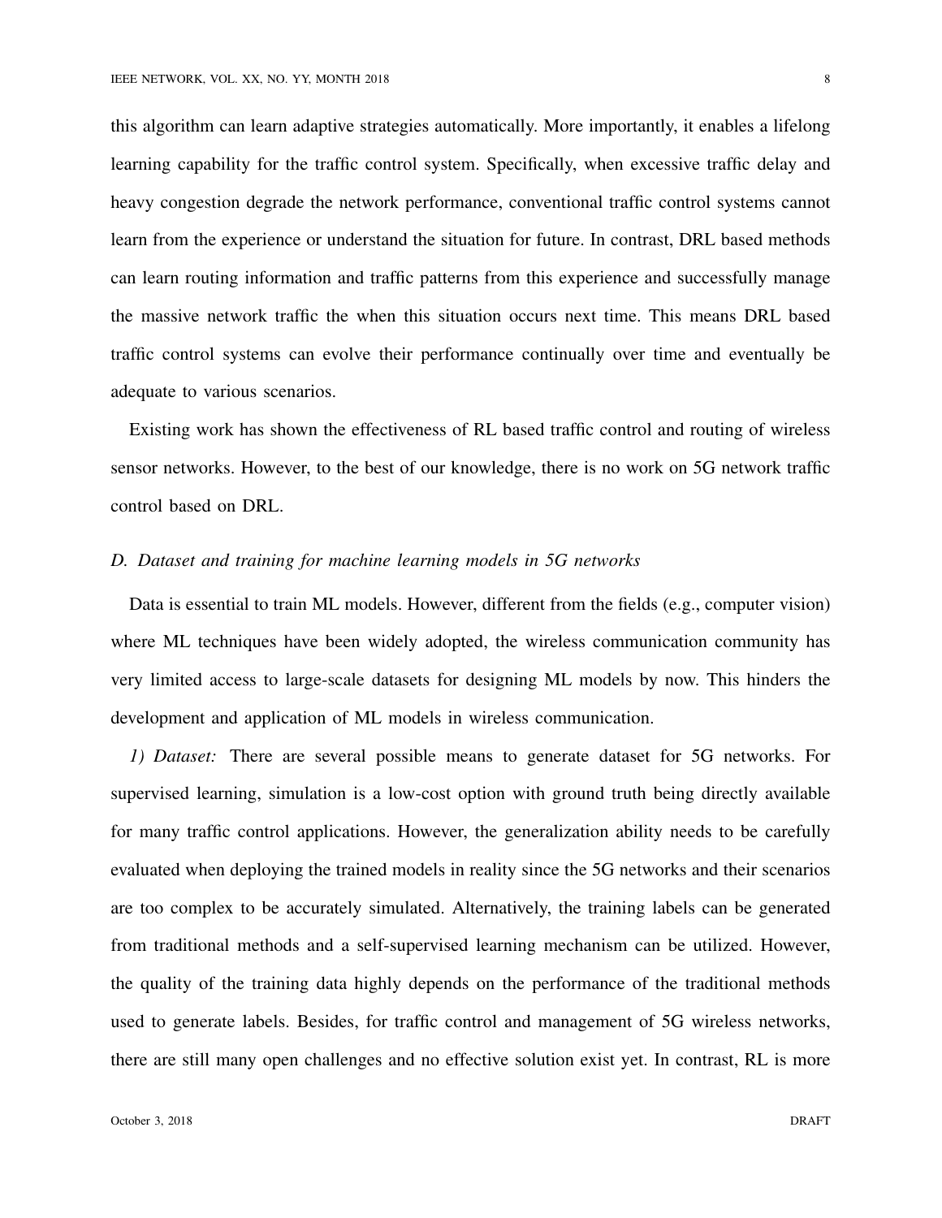this algorithm can learn adaptive strategies automatically. More importantly, it enables a lifelong learning capability for the traffic control system. Specifically, when excessive traffic delay and heavy congestion degrade the network performance, conventional traffic control systems cannot learn from the experience or understand the situation for future. In contrast, DRL based methods can learn routing information and traffic patterns from this experience and successfully manage the massive network traffic the when this situation occurs next time. This means DRL based traffic control systems can evolve their performance continually over time and eventually be adequate to various scenarios.

Existing work has shown the effectiveness of RL based traffic control and routing of wireless sensor networks. However, to the best of our knowledge, there is no work on 5G network traffic control based on DRL.

### *D. Dataset and training for machine learning models in 5G networks*

Data is essential to train ML models. However, different from the fields (e.g., computer vision) where ML techniques have been widely adopted, the wireless communication community has very limited access to large-scale datasets for designing ML models by now. This hinders the development and application of ML models in wireless communication.

*1) Dataset:* There are several possible means to generate dataset for 5G networks. For supervised learning, simulation is a low-cost option with ground truth being directly available for many traffic control applications. However, the generalization ability needs to be carefully evaluated when deploying the trained models in reality since the 5G networks and their scenarios are too complex to be accurately simulated. Alternatively, the training labels can be generated from traditional methods and a self-supervised learning mechanism can be utilized. However, the quality of the training data highly depends on the performance of the traditional methods used to generate labels. Besides, for traffic control and management of 5G wireless networks, there are still many open challenges and no effective solution exist yet. In contrast, RL is more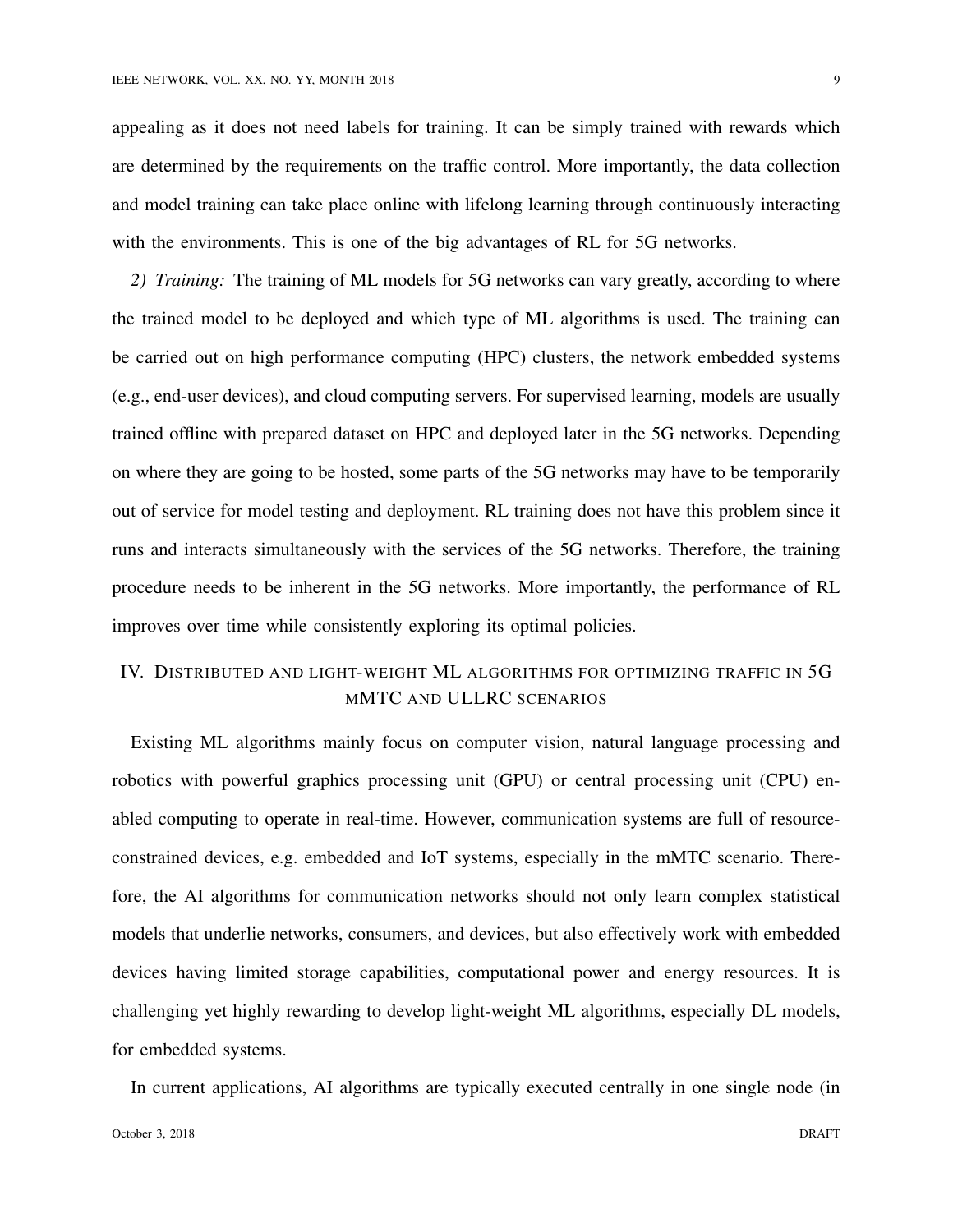appealing as it does not need labels for training. It can be simply trained with rewards which are determined by the requirements on the traffic control. More importantly, the data collection and model training can take place online with lifelong learning through continuously interacting with the environments. This is one of the big advantages of RL for 5G networks.

*2) Training:* The training of ML models for 5G networks can vary greatly, according to where the trained model to be deployed and which type of ML algorithms is used. The training can be carried out on high performance computing (HPC) clusters, the network embedded systems (e.g., end-user devices), and cloud computing servers. For supervised learning, models are usually trained offline with prepared dataset on HPC and deployed later in the 5G networks. Depending on where they are going to be hosted, some parts of the 5G networks may have to be temporarily out of service for model testing and deployment. RL training does not have this problem since it runs and interacts simultaneously with the services of the 5G networks. Therefore, the training procedure needs to be inherent in the 5G networks. More importantly, the performance of RL improves over time while consistently exploring its optimal policies.

## IV. Distributed and light-weight ML algorithms for optimizing traffic in 5G mMTC and ULLRC scenarios

Existing ML algorithms mainly focus on computer vision, natural language processing and robotics with powerful graphics processing unit (GPU) or central processing unit (CPU) enabled computing to operate in real-time. However, communication systems are full of resource-constrained devices, e.g. embedded and IoT systems, especially in the mMTC scenario. Therefore, the AI algorithms for communication networks should not only learn complex statistical models that underlie networks, consumers, and devices, but also effectively work with embedded devices having limited storage capabilities, computational power and energy resources. It is challenging yet highly rewarding to develop light-weight ML algorithms, especially DL models, for embedded systems.

In current applications, AI algorithms are typically executed centrally in one single node (in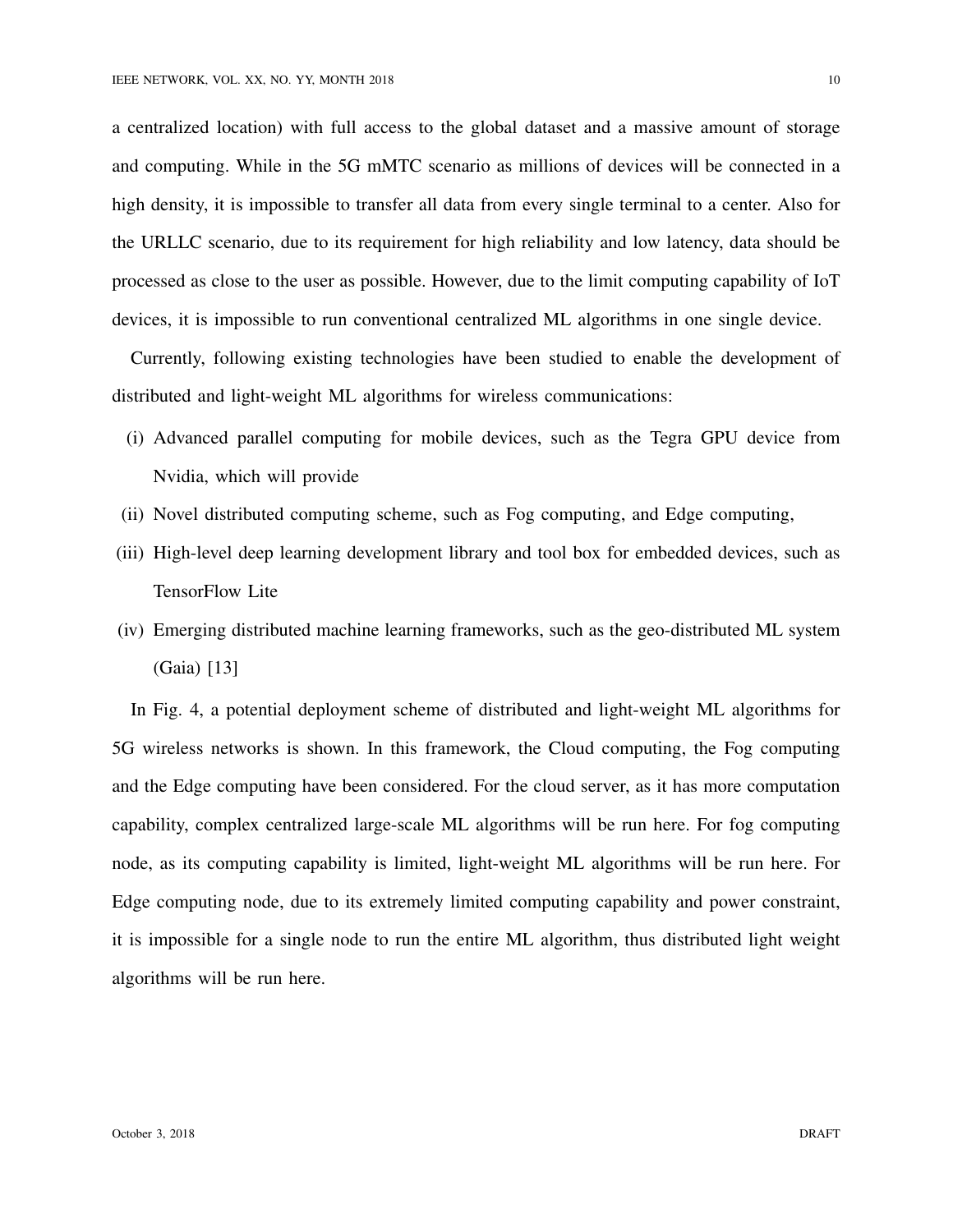a centralized location) with full access to the global dataset and a massive amount of storage and computing. While in the 5G mMTC scenario as millions of devices will be connected in a high density, it is impossible to transfer all data from every single terminal to a center. Also for the URLLC scenario, due to its requirement for high reliability and low latency, data should be processed as close to the user as possible. However, due to the limit computing capability of IoT devices, it is impossible to run conventional centralized ML algorithms in one single device.

Currently, following existing technologies have been studied to enable the development of distributed and light-weight ML algorithms for wireless communications:

(i) Advanced parallel computing for mobile devices, such as the Tegra GPU device from Nvidia, which will provide

(ii) Novel distributed computing scheme, such as Fog computing, and Edge computing,

(iii) High-level deep learning development library and tool box for embedded devices, such as TensorFlow Lite

(iv) Emerging distributed machine learning frameworks, such as the geo-distributed ML system (Gaia) [13]

In Fig. 4, a potential deployment scheme of distributed and light-weight ML algorithms for 5G wireless networks is shown. In this framework, the Cloud computing, the Fog computing and the Edge computing have been considered. For the cloud server, as it has more computation capability, complex centralized large-scale ML algorithms will be run here. For fog computing node, as its computing capability is limited, light-weight ML algorithms will be run here. For Edge computing node, due to its extremely limited computing capability and power constraint, it is impossible for a single node to run the entire ML algorithm, thus distributed light weight algorithms will be run here.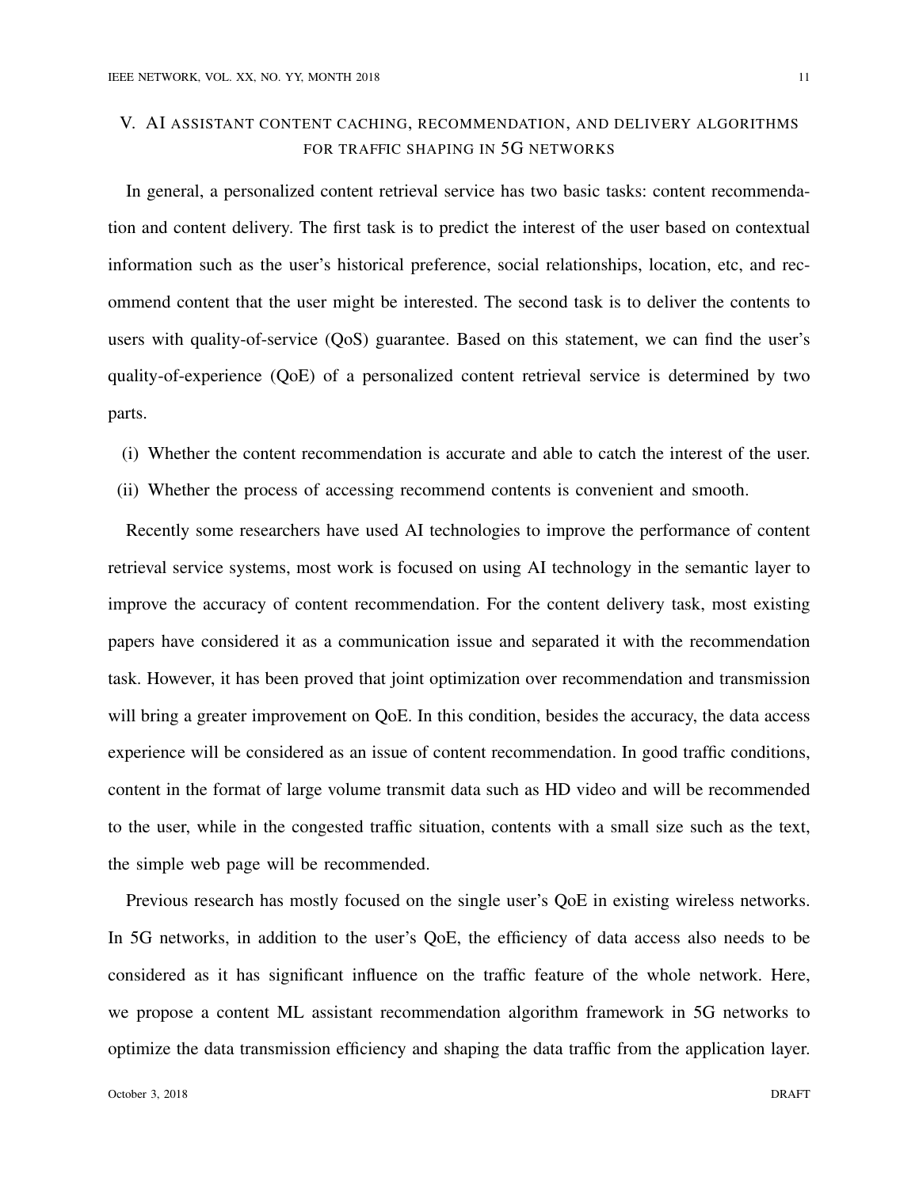## V. AI ASSISTANT CONTENT CACHING, RECOMMENDATION, AND DELIVERY ALGORITHMS FOR TRAFFIC SHAPING IN 5G NETWORKS

In general, a personalized content retrieval service has two basic tasks: content recommendation and content delivery. The first task is to predict the interest of the user based on contextual information such as the user's historical preference, social relationships, location, etc, and recommend content that the user might be interested. The second task is to deliver the contents to users with quality-of-service (QoS) guarantee. Based on this statement, we can find the user's quality-of-experience (QoE) of a personalized content retrieval service is determined by two parts.

(i) Whether the content recommendation is accurate and able to catch the interest of the user.

(ii) Whether the process of accessing recommend contents is convenient and smooth.

Recently some researchers have used AI technologies to improve the performance of content retrieval service systems, most work is focused on using AI technology in the semantic layer to improve the accuracy of content recommendation. For the content delivery task, most existing papers have considered it as a communication issue and separated it with the recommendation task. However, it has been proved that joint optimization over recommendation and transmission will bring a greater improvement on QoE. In this condition, besides the accuracy, the data access experience will be considered as an issue of content recommendation. In good traffic conditions, content in the format of large volume transmit data such as HD video and will be recommended to the user, while in the congested traffic situation, contents with a small size such as the text, the simple web page will be recommended.

Previous research has mostly focused on the single user's QoE in existing wireless networks. In 5G networks, in addition to the user's QoE, the efficiency of data access also needs to be considered as it has significant influence on the traffic feature of the whole network. Here, we propose a content ML assistant recommendation algorithm framework in 5G networks to optimize the data transmission efficiency and shaping the data traffic from the application layer.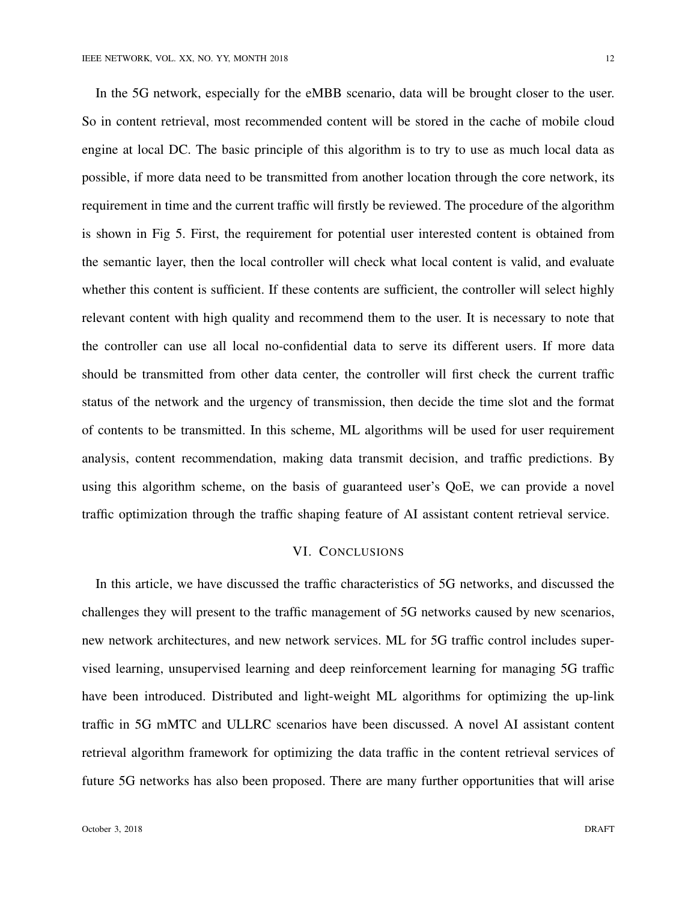In the 5G network, especially for the eMBB scenario, data will be brought closer to the user. So in content retrieval, most recommended content will be stored in the cache of mobile cloud engine at local DC. The basic principle of this algorithm is to try to use as much local data as possible, if more data need to be transmitted from another location through the core network, its requirement in time and the current traffic will firstly be reviewed. The procedure of the algorithm is shown in Fig 5. First, the requirement for potential user interested content is obtained from the semantic layer, then the local controller will check what local content is valid, and evaluate whether this content is sufficient. If these contents are sufficient, the controller will select highly relevant content with high quality and recommend them to the user. It is necessary to note that the controller can use all local no-confidential data to serve its different users. If more data should be transmitted from other data center, the controller will first check the current traffic status of the network and the urgency of transmission, then decide the time slot and the format of contents to be transmitted. In this scheme, ML algorithms will be used for user requirement analysis, content recommendation, making data transmit decision, and traffic predictions. By using this algorithm scheme, on the basis of guaranteed user's QoE, we can provide a novel traffic optimization through the traffic shaping feature of AI assistant content retrieval service.

## VI. Conclusions

In this article, we have discussed the traffic characteristics of 5G networks, and discussed the challenges they will present to the traffic management of 5G networks caused by new scenarios, new network architectures, and new network services. ML for 5G traffic control includes supervised learning, unsupervised learning and deep reinforcement learning for managing 5G traffic have been introduced. Distributed and light-weight ML algorithms for optimizing the up-link traffic in 5G mMTC and ULLRC scenarios have been discussed. A novel AI assistant content retrieval algorithm framework for optimizing the data traffic in the content retrieval services of future 5G networks has also been proposed. There are many further opportunities that will arise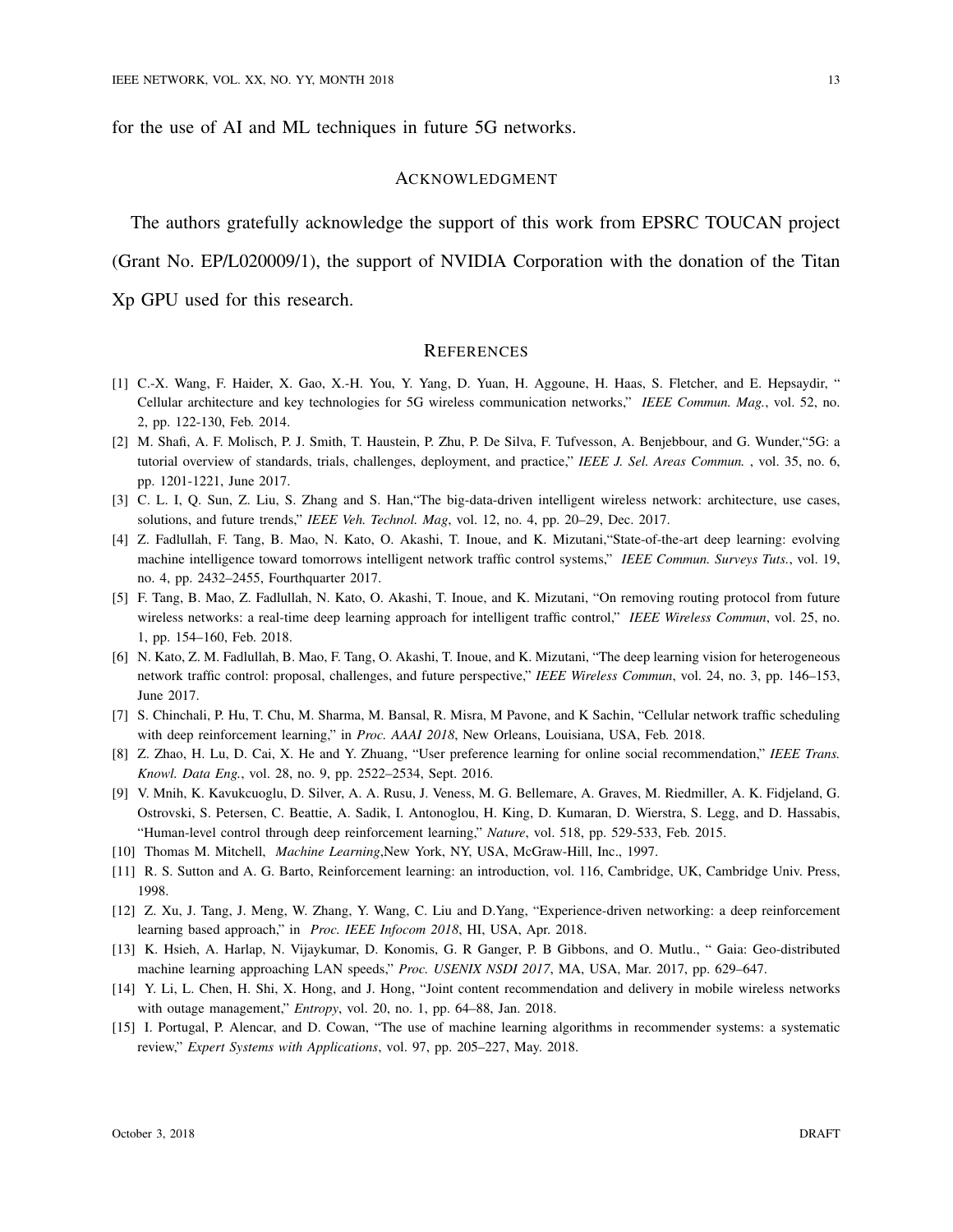for the use of AI and ML techniques in future 5G networks.

## ACKNOWLEDGMENT

The authors gratefully acknowledge the support of this work from EPSRC TOUCAN project (Grant No. EP/L020009/1), the support of NVIDIA Corporation with the donation of the Titan Xp GPU used for this research.

## REFERENCES

[1] C.-X. Wang, F. Haider, X. Gao, X.-H. You, Y. Yang, D. Yuan, H. Aggoune, H. Haas, S. Fletcher, and E. Hepsaydir, " Cellular architecture and key technologies for 5G wireless communication networks," *IEEE Commun. Mag.*, vol. 52, no. 2, pp. 122-130, Feb. 2014.

[2] M. Shafi, A. F. Molisch, P. J. Smith, T. Haustein, P. Zhu, P. De Silva, F. Tufvesson, A. Benjebbour, and G. Wunder,"5G: a tutorial overview of standards, trials, challenges, deployment, and practice," *IEEE J. Sel. Areas Commun.* , vol. 35, no. 6, pp. 1201-1221, June 2017.

[3] C. L. I, Q. Sun, Z. Liu, S. Zhang and S. Han,"The big-data-driven intelligent wireless network: architecture, use cases, solutions, and future trends," *IEEE Veh. Technol. Mag*, vol. 12, no. 4, pp. 20–29, Dec. 2017.

[4] Z. Fadlullah, F. Tang, B. Mao, N. Kato, O. Akashi, T. Inoue, and K. Mizutani,"State-of-the-art deep learning: evolving machine intelligence toward tomorrows intelligent network traffic control systems," *IEEE Commun. Surveys Tuts.*, vol. 19, no. 4, pp. 2432–2455, Fourthquarter 2017.

[5] F. Tang, B. Mao, Z. Fadlullah, N. Kato, O. Akashi, T. Inoue, and K. Mizutani, "On removing routing protocol from future wireless networks: a real-time deep learning approach for intelligent traffic control," *IEEE Wireless Commun*, vol. 25, no. 1, pp. 154–160, Feb. 2018.

[6] N. Kato, Z. M. Fadlullah, B. Mao, F. Tang, O. Akashi, T. Inoue, and K. Mizutani, "The deep learning vision for heterogeneous network traffic control: proposal, challenges, and future perspective," *IEEE Wireless Commun*, vol. 24, no. 3, pp. 146–153, June 2017.

[7] S. Chinchali, P. Hu, T. Chu, M. Sharma, M. Bansal, R. Misra, M Pavone, and K Sachin, "Cellular network traffic scheduling with deep reinforcement learning," in *Proc. AAAI 2018*, New Orleans, Louisiana, USA, Feb. 2018.

[8] Z. Zhao, H. Lu, D. Cai, X. He and Y. Zhuang, "User preference learning for online social recommendation," *IEEE Trans. Knowl. Data Eng.*, vol. 28, no. 9, pp. 2522–2534, Sept. 2016.

[9] V. Mnih, K. Kavukcuoglu, D. Silver, A. A. Rusu, J. Veness, M. G. Bellemare, A. Graves, M. Riedmiller, A. K. Fidjeland, G. Ostrovski, S. Petersen, C. Beattie, A. Sadik, I. Antonoglou, H. King, D. Kumaran, D. Wierstra, S. Legg, and D. Hassabis, "Human-level control through deep reinforcement learning," *Nature*, vol. 518, pp. 529-533, Feb. 2015.

[10] Thomas M. Mitchell, *Machine Learning*,New York, NY, USA, McGraw-Hill, Inc., 1997.

[11] R. S. Sutton and A. G. Barto, Reinforcement learning: an introduction, vol. 116, Cambridge, UK, Cambridge Univ. Press, 1998.

[12] Z. Xu, J. Tang, J. Meng, W. Zhang, Y. Wang, C. Liu and D.Yang, "Experience-driven networking: a deep reinforcement learning based approach," in *Proc. IEEE Infocom 2018*, HI, USA, Apr. 2018.

[13] K. Hsieh, A. Harlap, N. Vijaykumar, D. Konomis, G. R Ganger, P. B Gibbons, and O. Mutlu., " Gaia: Geo-distributed machine learning approaching LAN speeds," *Proc. USENIX NSDI 2017*, MA, USA, Mar. 2017, pp. 629–647.

[14] Y. Li, L. Chen, H. Shi, X. Hong, and J. Hong, "Joint content recommendation and delivery in mobile wireless networks with outage management," *Entropy*, vol. 20, no. 1, pp. 64–88, Jan. 2018.

[15] I. Portugal, P. Alencar, and D. Cowan, "The use of machine learning algorithms in recommender systems: a systematic review," *Expert Systems with Applications*, vol. 97, pp. 205–227, May. 2018.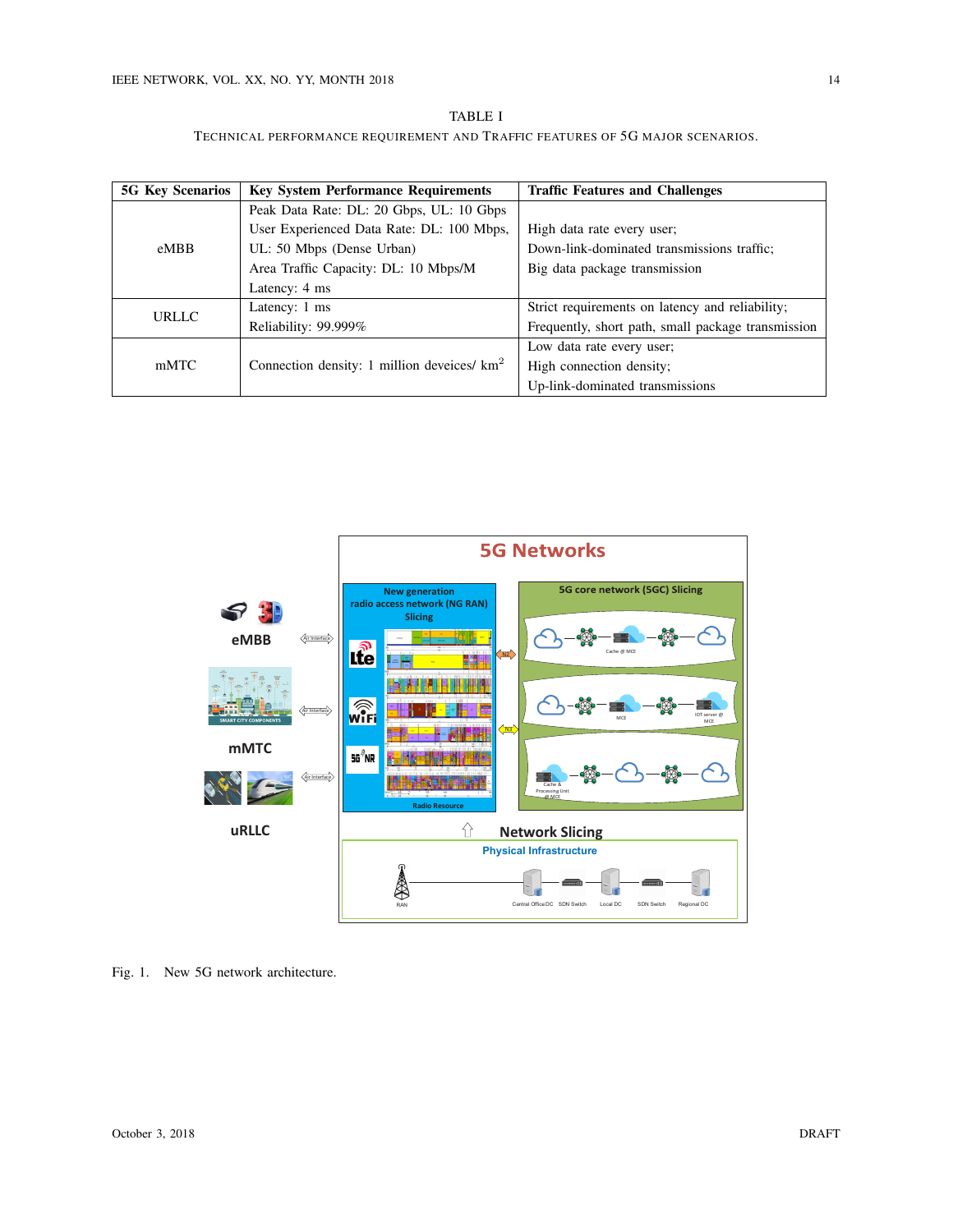TABLE I

TECHNICAL PERFORMANCE REQUIREMENT AND TRAFFIC FEATURES OF 5G MAJOR SCENARIOS.

| 5G Key Scenarios | Key System Performance Requirements | Traffic Features and Challenges |
|---|---|---|
| eMBB | Peak Data Rate: DL: 20 Gbps, UL: 10 Gbps<br>User Experienced Data Rate: DL: 100 Mbps, UL: 50 Mbps (Dense Urban)<br>Area Traffic Capacity: DL: 10 Mbps/M<br>Latency: 4 ms | High data rate every user;<br>Down-link-dominated transmissions traffic;<br>Big data package transmission |
| URLLC | Latency: 1 ms<br>Reliability: 99.999% | Strict requirements on latency and reliability;<br>Frequently, short path, small package transmission |
| mMTC | Connection density: 1 million deveices/ km$^2$ | Low data rate every user;<br>High connection density;<br>Up-link-dominated transmissions |

Fig. 1. New 5G network architecture.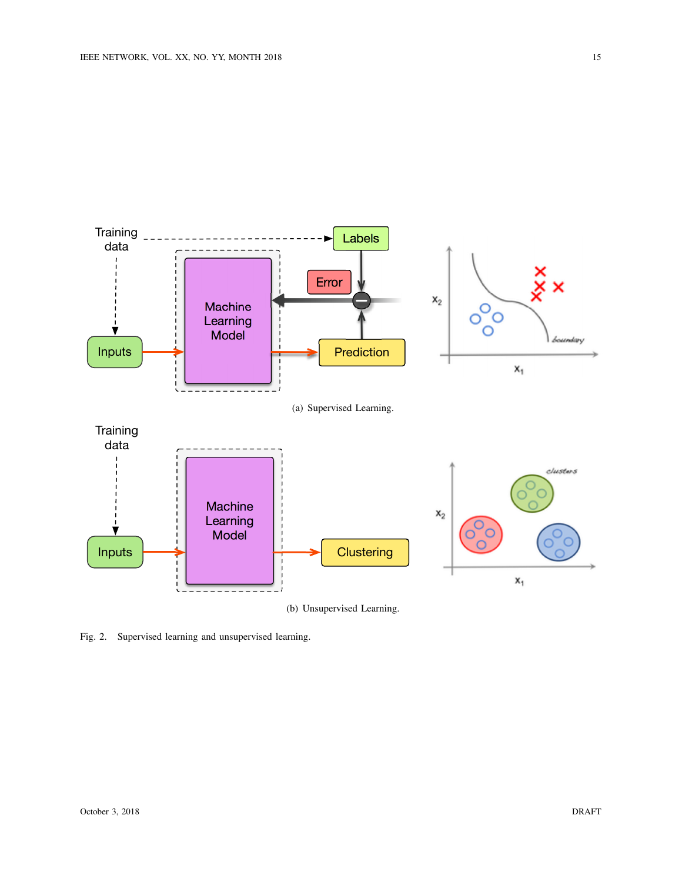(a) Supervised Learning.

(b) Unsupervised Learning.

Fig. 2. Supervised learning and unsupervised learning.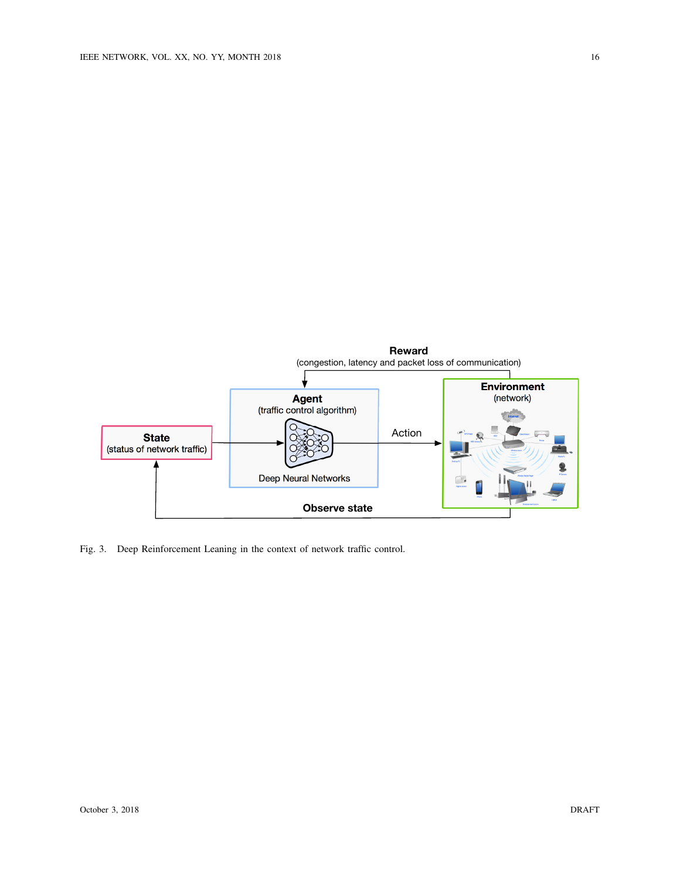Fig. 3. Deep Reinforcement Leaning in the context of network traffic control.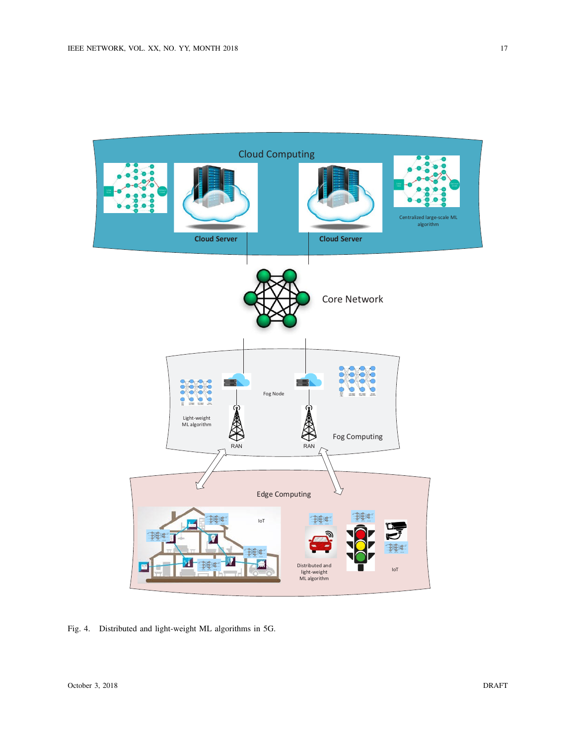Fig. 4. Distributed and light-weight ML algorithms in 5G.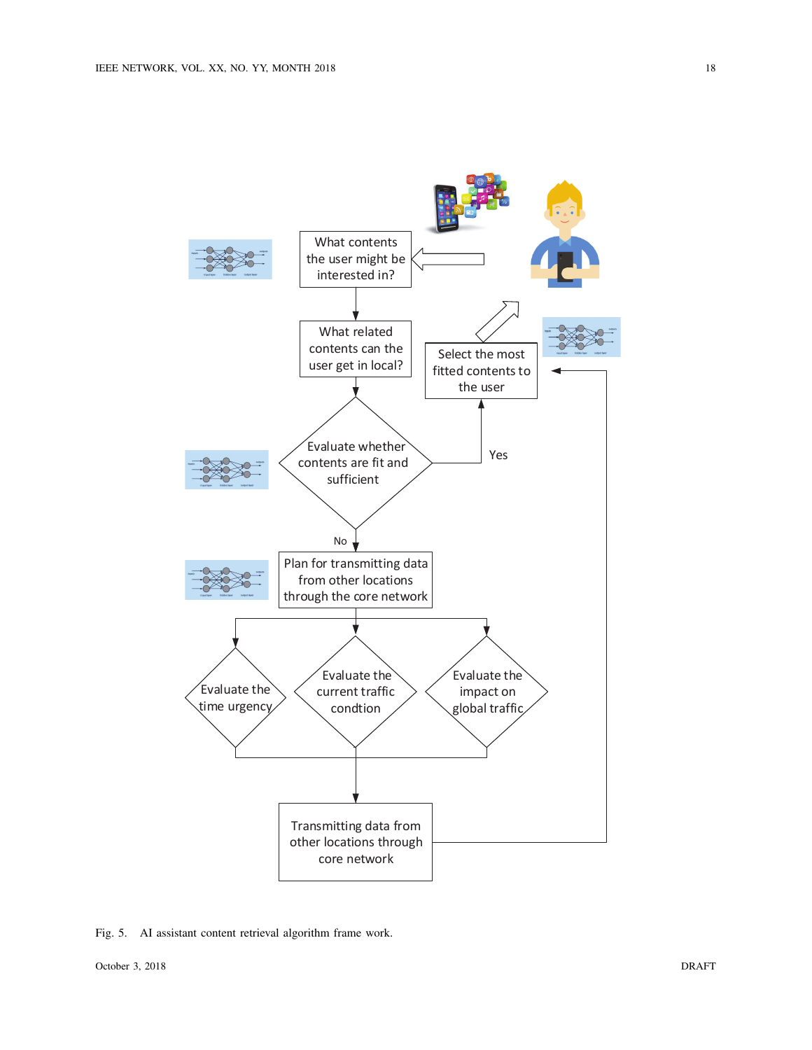What contents the user might be interested in?

What related contents can the user get in local?

Evaluate whether contents are fit and sufficient

Yes

Select the most fitted contents to the user

No

Plan for transmitting data from other locations through the core network

Evaluate the time urgency

Evaluate the current traffic condtion

Evaluate the impact on global traffic

Transmitting data from other locations through core network

Fig. 5. AI assistant content retrieval algorithm frame work.